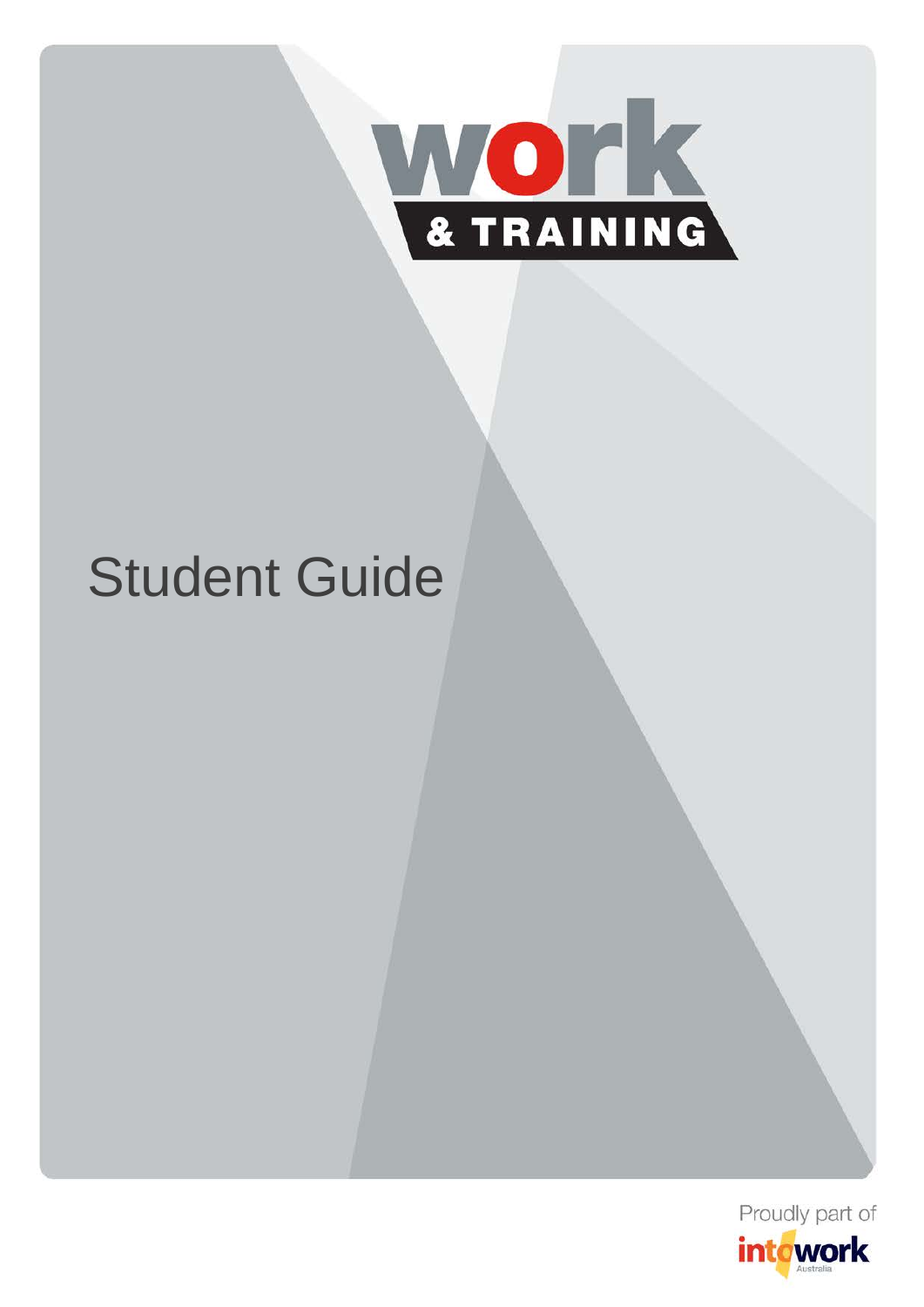work

& TRAINING

# Student Guide

Proudly part of

intowork

Australia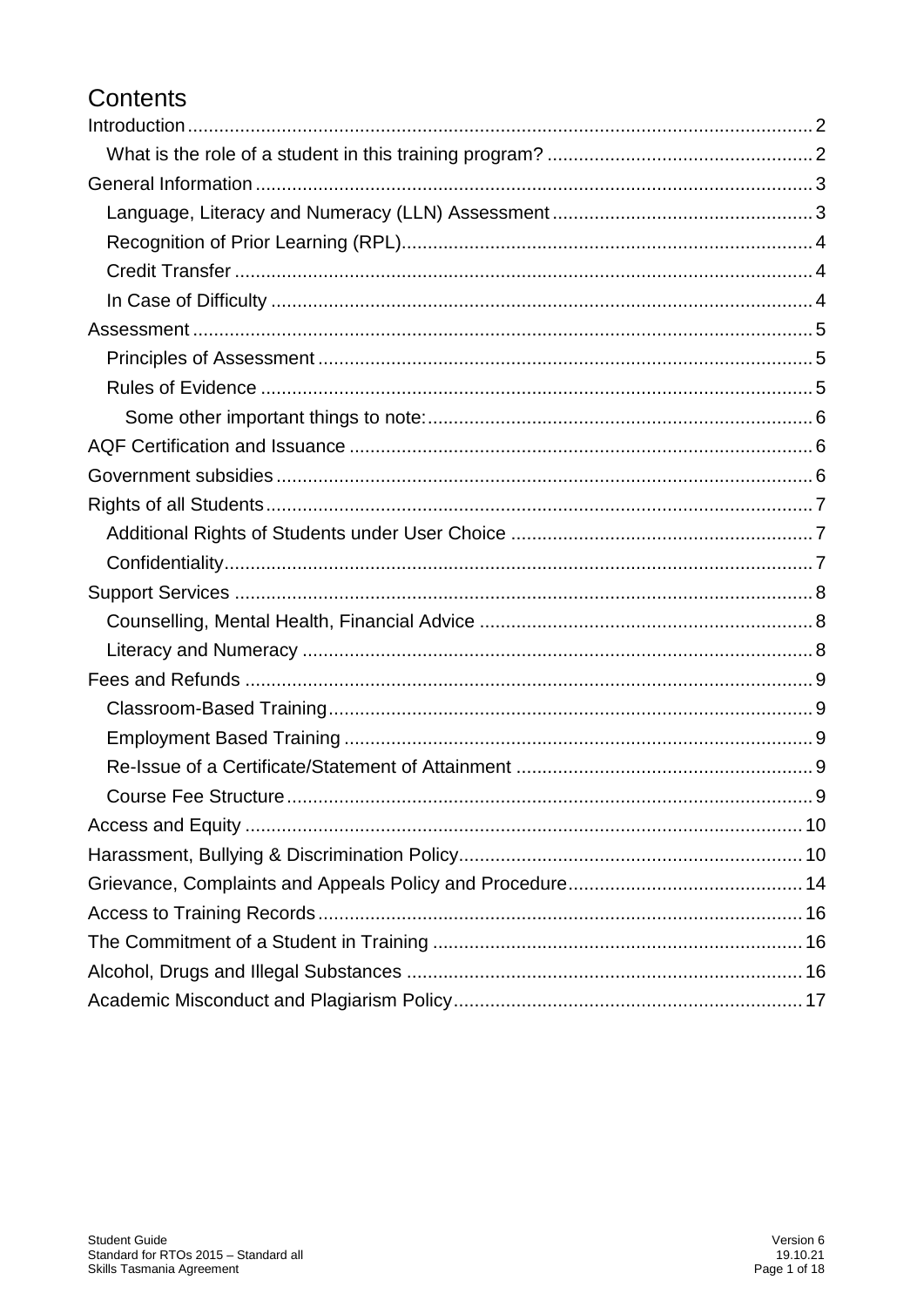# Contents

Introduction ..... 2

- What is the role of a student in this training program? ..... 2

General Information ..... 3

- Language, Literacy and Numeracy (LLN) Assessment ..... 3
- Recognition of Prior Learning (RPL) ..... 4
- Credit Transfer ..... 4
- In Case of Difficulty ..... 4

Assessment ..... 5

- Principles of Assessment ..... 5
- Rules of Evidence ..... 5
  - Some other important things to note: ..... 6

AQF Certification and Issuance ..... 6

Government subsidies ..... 6

Rights of all Students ..... 7

- Additional Rights of Students under User Choice ..... 7
- Confidentiality ..... 7

Support Services ..... 8

- Counselling, Mental Health, Financial Advice ..... 8
- Literacy and Numeracy ..... 8

Fees and Refunds ..... 9

- Classroom-Based Training ..... 9
- Employment Based Training ..... 9
- Re-Issue of a Certificate/Statement of Attainment ..... 9
- Course Fee Structure ..... 9

Access and Equity ..... 10

Harassment, Bullying & Discrimination Policy ..... 10

Grievance, Complaints and Appeals Policy and Procedure ..... 14

Access to Training Records ..... 16

The Commitment of a Student in Training ..... 16

Alcohol, Drugs and Illegal Substances ..... 16

Academic Misconduct and Plagiarism Policy ..... 17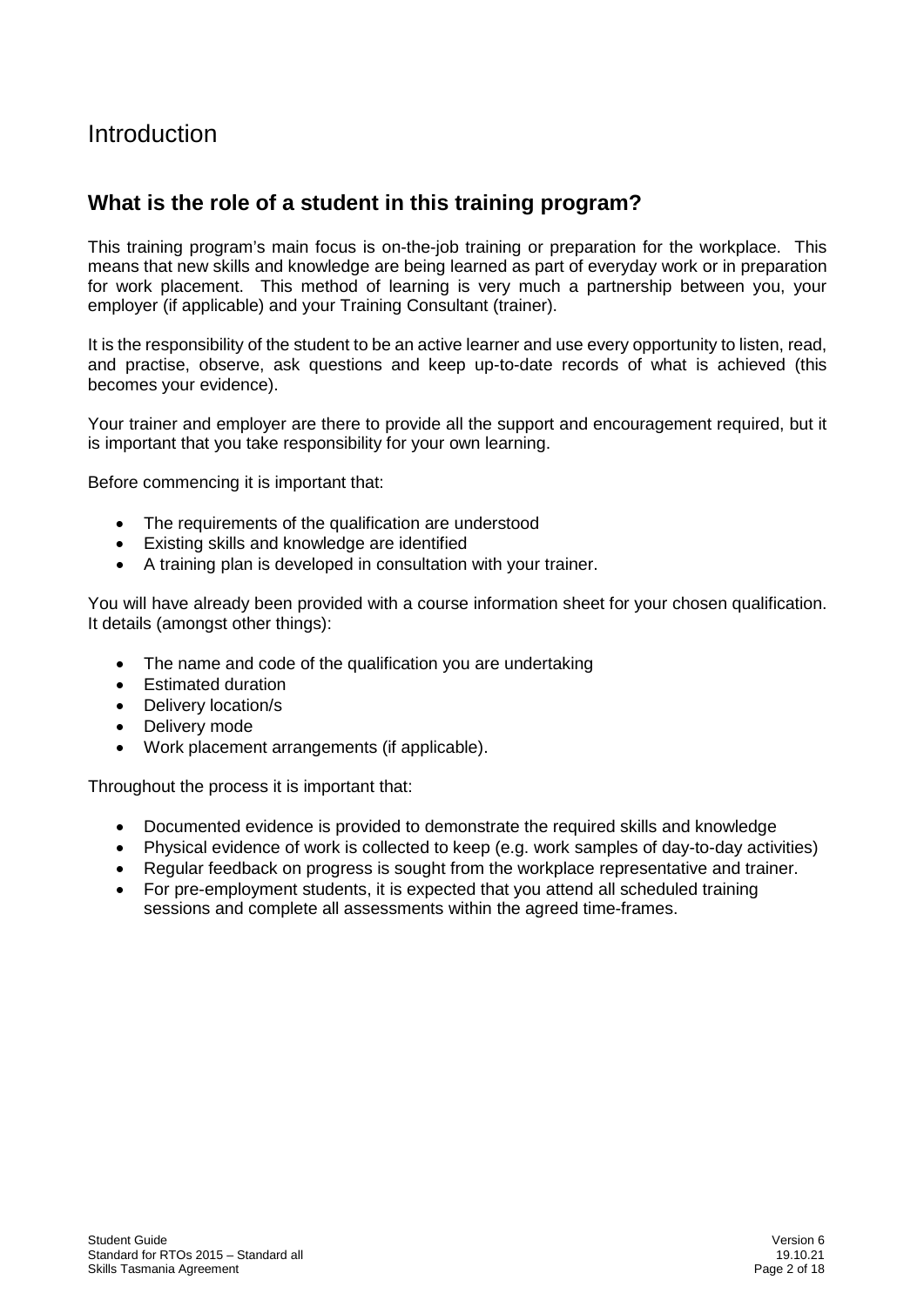# Introduction

## What is the role of a student in this training program?

This training program's main focus is on-the-job training or preparation for the workplace. This means that new skills and knowledge are being learned as part of everyday work or in preparation for work placement. This method of learning is very much a partnership between you, your employer (if applicable) and your Training Consultant (trainer).

It is the responsibility of the student to be an active learner and use every opportunity to listen, read, and practise, observe, ask questions and keep up-to-date records of what is achieved (this becomes your evidence).

Your trainer and employer are there to provide all the support and encouragement required, but it is important that you take responsibility for your own learning.

Before commencing it is important that:

- The requirements of the qualification are understood
- Existing skills and knowledge are identified
- A training plan is developed in consultation with your trainer.

You will have already been provided with a course information sheet for your chosen qualification. It details (amongst other things):

- The name and code of the qualification you are undertaking
- Estimated duration
- Delivery location/s
- Delivery mode
- Work placement arrangements (if applicable).

Throughout the process it is important that:

- Documented evidence is provided to demonstrate the required skills and knowledge
- Physical evidence of work is collected to keep (e.g. work samples of day-to-day activities)
- Regular feedback on progress is sought from the workplace representative and trainer.
- For pre-employment students, it is expected that you attend all scheduled training sessions and complete all assessments within the agreed time-frames.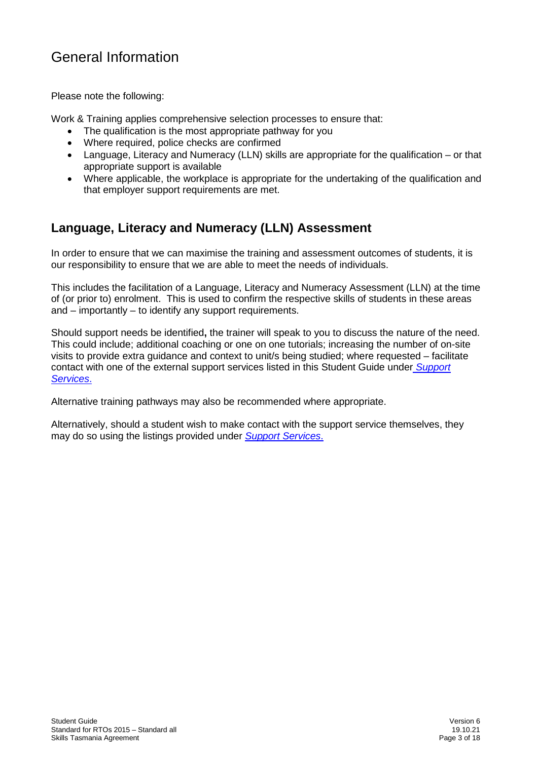# General Information

Please note the following:

Work & Training applies comprehensive selection processes to ensure that:

- The qualification is the most appropriate pathway for you
- Where required, police checks are confirmed
- Language, Literacy and Numeracy (LLN) skills are appropriate for the qualification – or that appropriate support is available
- Where applicable, the workplace is appropriate for the undertaking of the qualification and that employer support requirements are met.

## Language, Literacy and Numeracy (LLN) Assessment

In order to ensure that we can maximise the training and assessment outcomes of students, it is our responsibility to ensure that we are able to meet the needs of individuals.

This includes the facilitation of a Language, Literacy and Numeracy Assessment (LLN) at the time of (or prior to) enrolment. This is used to confirm the respective skills of students in these areas and – importantly – to identify any support requirements.

Should support needs be identified**,** the trainer will speak to you to discuss the nature of the need. This could include; additional coaching or one on one tutorials; increasing the number of on-site visits to provide extra guidance and context to unit/s being studied; where requested – facilitate contact with one of the external support services listed in this Student Guide under *Support Services*.

Alternative training pathways may also be recommended where appropriate.

Alternatively, should a student wish to make contact with the support service themselves, they may do so using the listings provided under *Support Services*.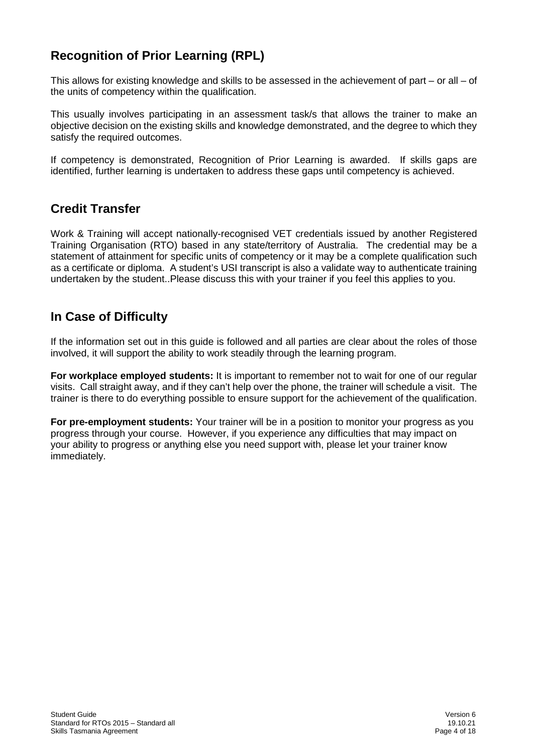## Recognition of Prior Learning (RPL)

This allows for existing knowledge and skills to be assessed in the achievement of part – or all – of the units of competency within the qualification.

This usually involves participating in an assessment task/s that allows the trainer to make an objective decision on the existing skills and knowledge demonstrated, and the degree to which they satisfy the required outcomes.

If competency is demonstrated, Recognition of Prior Learning is awarded. If skills gaps are identified, further learning is undertaken to address these gaps until competency is achieved.

## Credit Transfer

Work & Training will accept nationally-recognised VET credentials issued by another Registered Training Organisation (RTO) based in any state/territory of Australia. The credential may be a statement of attainment for specific units of competency or it may be a complete qualification such as a certificate or diploma. A student's USI transcript is also a validate way to authenticate training undertaken by the student..Please discuss this with your trainer if you feel this applies to you.

## In Case of Difficulty

If the information set out in this guide is followed and all parties are clear about the roles of those involved, it will support the ability to work steadily through the learning program.

**For workplace employed students:** It is important to remember not to wait for one of our regular visits. Call straight away, and if they can't help over the phone, the trainer will schedule a visit. The trainer is there to do everything possible to ensure support for the achievement of the qualification.

**For pre-employment students:** Your trainer will be in a position to monitor your progress as you progress through your course. However, if you experience any difficulties that may impact on your ability to progress or anything else you need support with, please let your trainer know immediately.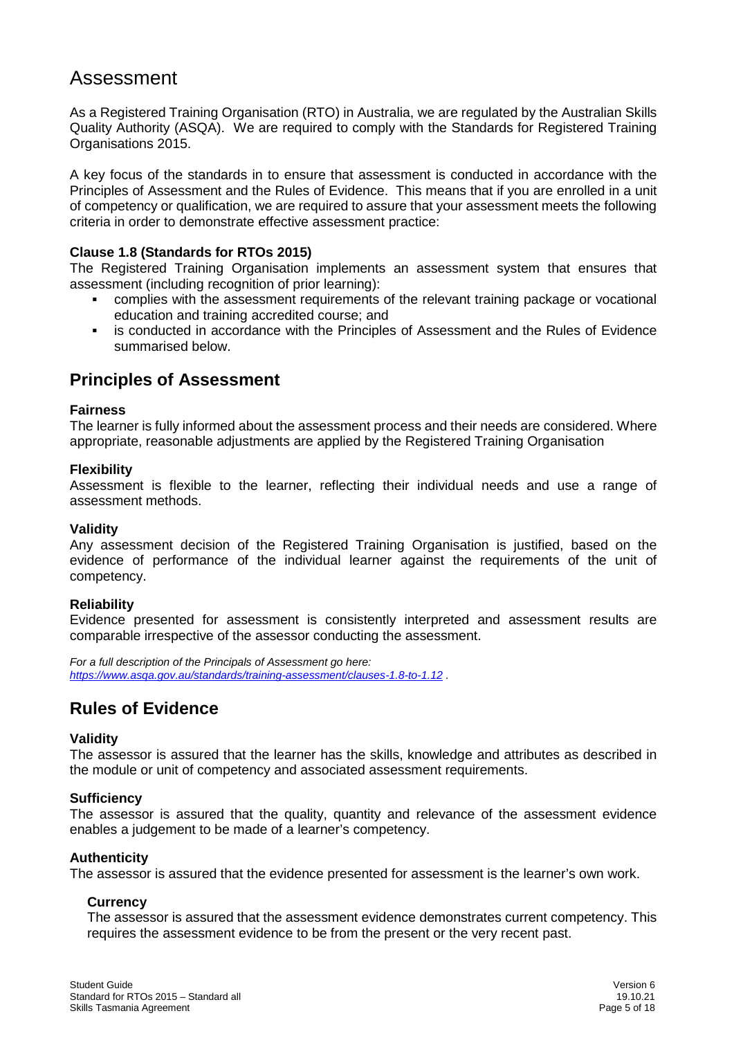# Assessment

As a Registered Training Organisation (RTO) in Australia, we are regulated by the Australian Skills Quality Authority (ASQA). We are required to comply with the Standards for Registered Training Organisations 2015.

A key focus of the standards in to ensure that assessment is conducted in accordance with the Principles of Assessment and the Rules of Evidence. This means that if you are enrolled in a unit of competency or qualification, we are required to assure that your assessment meets the following criteria in order to demonstrate effective assessment practice:

**Clause 1.8 (Standards for RTOs 2015)**

The Registered Training Organisation implements an assessment system that ensures that assessment (including recognition of prior learning):

- complies with the assessment requirements of the relevant training package or vocational education and training accredited course; and
- is conducted in accordance with the Principles of Assessment and the Rules of Evidence summarised below.

## Principles of Assessment

**Fairness**

The learner is fully informed about the assessment process and their needs are considered. Where appropriate, reasonable adjustments are applied by the Registered Training Organisation

**Flexibility**

Assessment is flexible to the learner, reflecting their individual needs and use a range of assessment methods.

**Validity**

Any assessment decision of the Registered Training Organisation is justified, based on the evidence of performance of the individual learner against the requirements of the unit of competency.

**Reliability**

Evidence presented for assessment is consistently interpreted and assessment results are comparable irrespective of the assessor conducting the assessment.

*For a full description of the Principals of Assessment go here: https://www.asqa.gov.au/standards/training-assessment/clauses-1.8-to-1.12 .*

## Rules of Evidence

**Validity**

The assessor is assured that the learner has the skills, knowledge and attributes as described in the module or unit of competency and associated assessment requirements.

**Sufficiency**

The assessor is assured that the quality, quantity and relevance of the assessment evidence enables a judgement to be made of a learner's competency.

**Authenticity**

The assessor is assured that the evidence presented for assessment is the learner's own work.

**Currency**

The assessor is assured that the assessment evidence demonstrates current competency. This requires the assessment evidence to be from the present or the very recent past.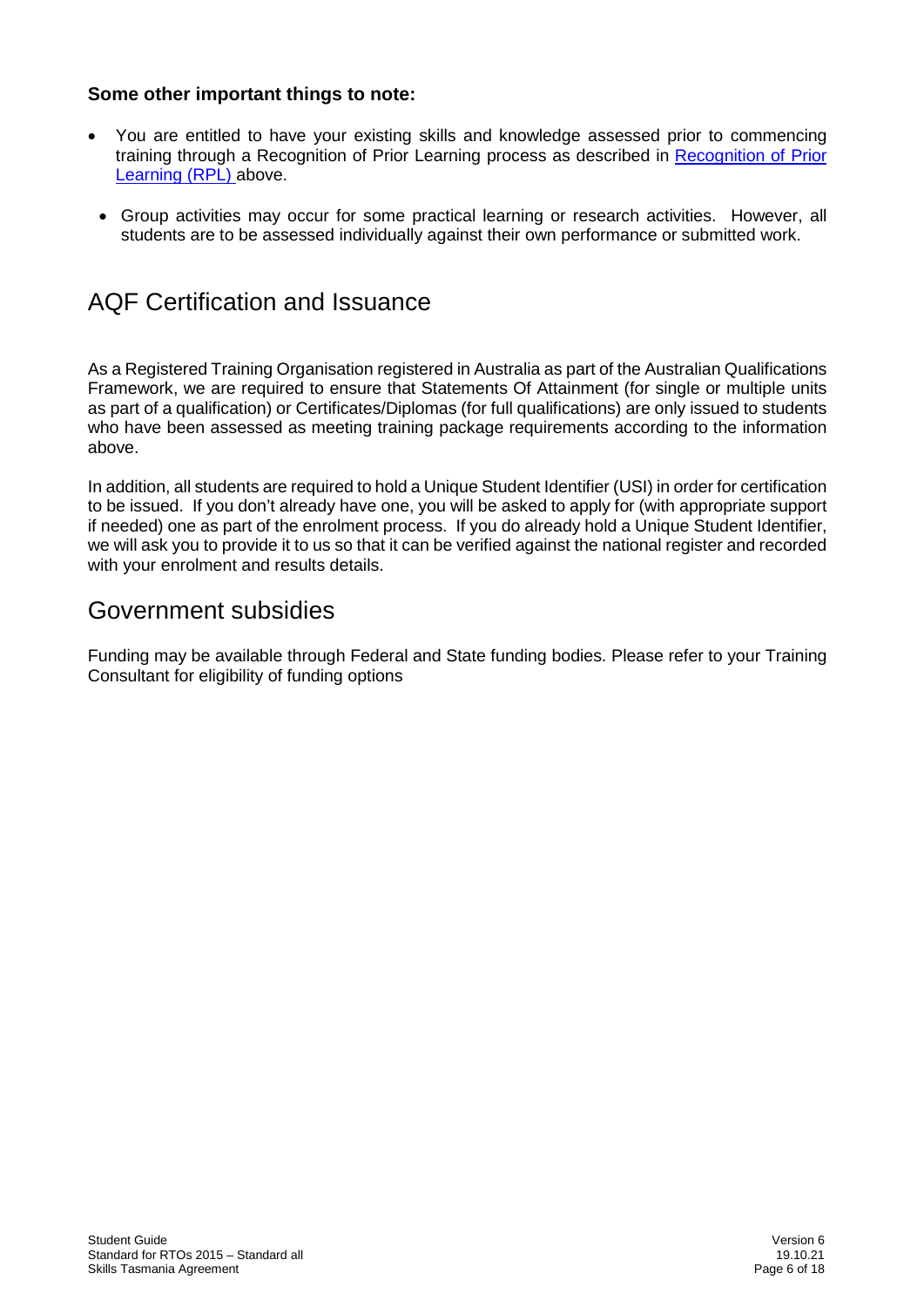**Some other important things to note:**

- You are entitled to have your existing skills and knowledge assessed prior to commencing training through a Recognition of Prior Learning process as described in [Recognition of Prior Learning (RPL)] above.
- Group activities may occur for some practical learning or research activities. However, all students are to be assessed individually against their own performance or submitted work.

# AQF Certification and Issuance

As a Registered Training Organisation registered in Australia as part of the Australian Qualifications Framework, we are required to ensure that Statements Of Attainment (for single or multiple units as part of a qualification) or Certificates/Diplomas (for full qualifications) are only issued to students who have been assessed as meeting training package requirements according to the information above.

In addition, all students are required to hold a Unique Student Identifier (USI) in order for certification to be issued. If you don't already have one, you will be asked to apply for (with appropriate support if needed) one as part of the enrolment process. If you do already hold a Unique Student Identifier, we will ask you to provide it to us so that it can be verified against the national register and recorded with your enrolment and results details.

# Government subsidies

Funding may be available through Federal and State funding bodies. Please refer to your Training Consultant for eligibility of funding options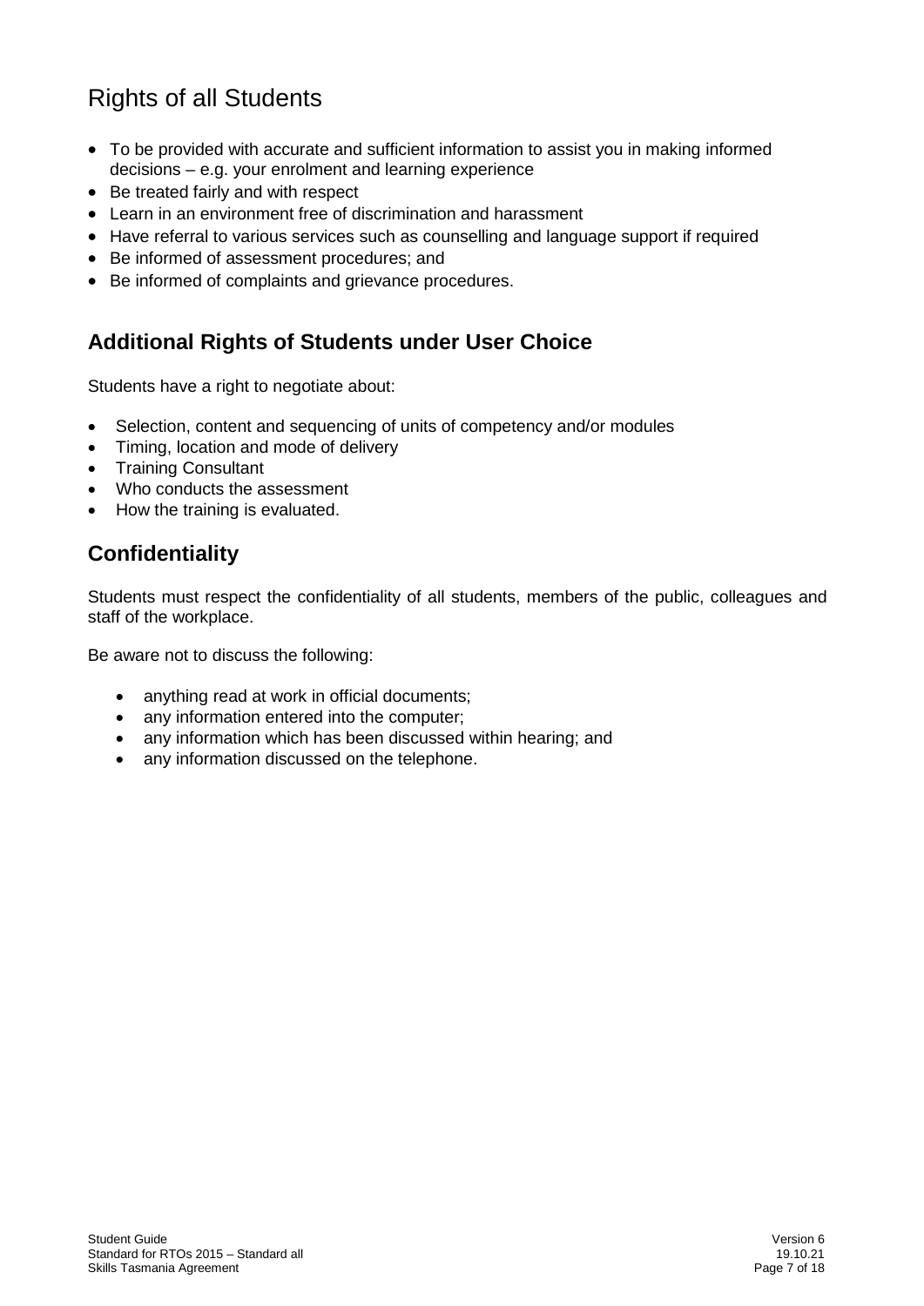# Rights of all Students

- To be provided with accurate and sufficient information to assist you in making informed decisions – e.g. your enrolment and learning experience
- Be treated fairly and with respect
- Learn in an environment free of discrimination and harassment
- Have referral to various services such as counselling and language support if required
- Be informed of assessment procedures; and
- Be informed of complaints and grievance procedures.

## Additional Rights of Students under User Choice

Students have a right to negotiate about:

- Selection, content and sequencing of units of competency and/or modules
- Timing, location and mode of delivery
- Training Consultant
- Who conducts the assessment
- How the training is evaluated.

## Confidentiality

Students must respect the confidentiality of all students, members of the public, colleagues and staff of the workplace.

Be aware not to discuss the following:

- anything read at work in official documents;
- any information entered into the computer;
- any information which has been discussed within hearing; and
- any information discussed on the telephone.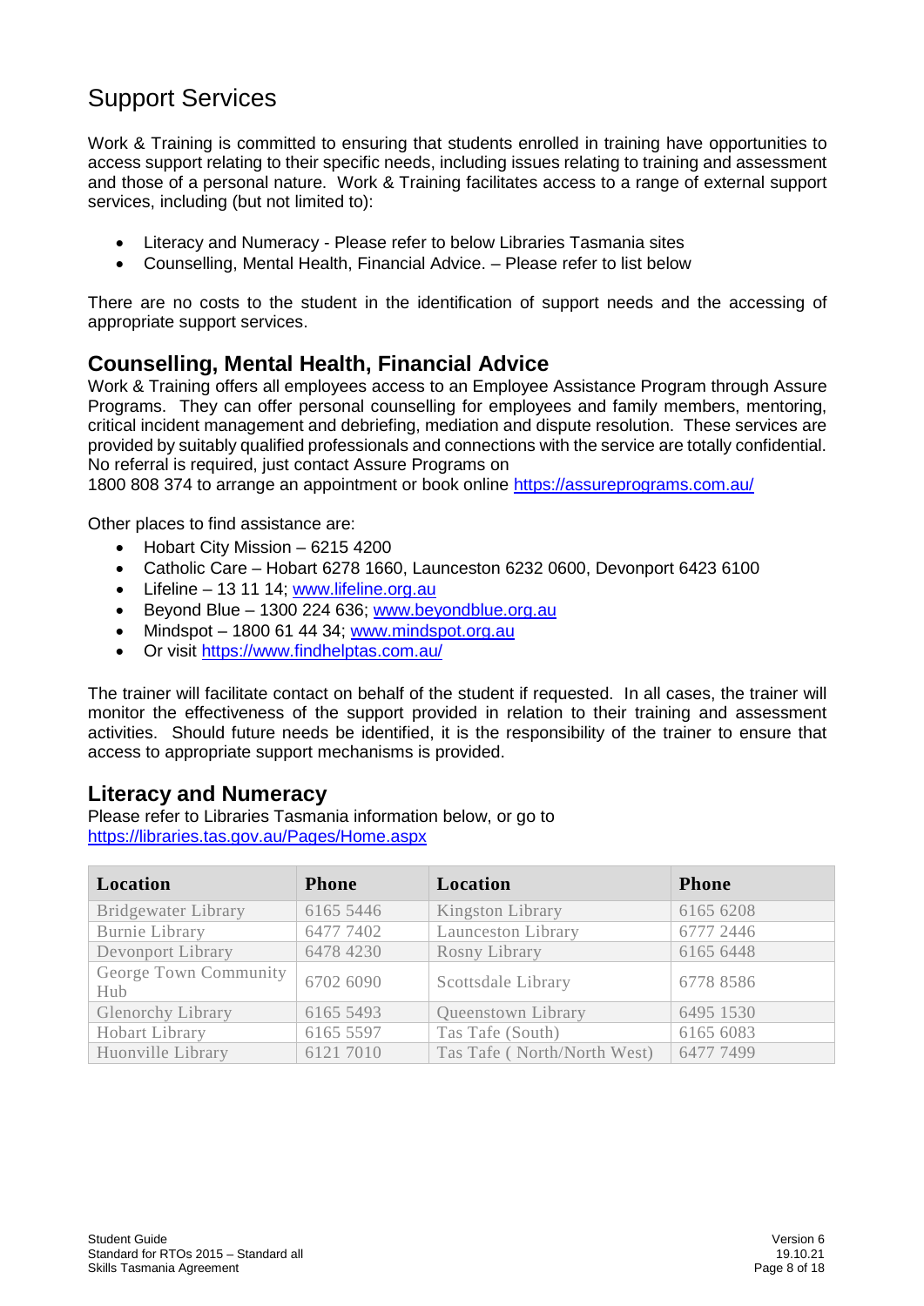# Support Services

Work & Training is committed to ensuring that students enrolled in training have opportunities to access support relating to their specific needs, including issues relating to training and assessment and those of a personal nature. Work & Training facilitates access to a range of external support services, including (but not limited to):

- Literacy and Numeracy - Please refer to below Libraries Tasmania sites
- Counselling, Mental Health, Financial Advice. – Please refer to list below

There are no costs to the student in the identification of support needs and the accessing of appropriate support services.

## Counselling, Mental Health, Financial Advice

Work & Training offers all employees access to an Employee Assistance Program through Assure Programs. They can offer personal counselling for employees and family members, mentoring, critical incident management and debriefing, mediation and dispute resolution. These services are provided by suitably qualified professionals and connections with the service are totally confidential. No referral is required, just contact Assure Programs on
1800 808 374 to arrange an appointment or book online https://assureprograms.com.au/

Other places to find assistance are:

- Hobart City Mission – 6215 4200
- Catholic Care – Hobart 6278 1660, Launceston 6232 0600, Devonport 6423 6100
- Lifeline – 13 11 14; www.lifeline.org.au
- Beyond Blue – 1300 224 636; www.beyondblue.org.au
- Mindspot – 1800 61 44 34; www.mindspot.org.au
- Or visit https://www.findhelptas.com.au/

The trainer will facilitate contact on behalf of the student if requested. In all cases, the trainer will monitor the effectiveness of the support provided in relation to their training and assessment activities. Should future needs be identified, it is the responsibility of the trainer to ensure that access to appropriate support mechanisms is provided.

## Literacy and Numeracy

Please refer to Libraries Tasmania information below, or go to
https://libraries.tas.gov.au/Pages/Home.aspx

| Location | Phone | Location | Phone |
|---|---|---|---|
| Bridgewater Library | 6165 5446 | Kingston Library | 6165 6208 |
| Burnie Library | 6477 7402 | Launceston Library | 6777 2446 |
| Devonport Library | 6478 4230 | Rosny Library | 6165 6448 |
| George Town Community Hub | 6702 6090 | Scottsdale Library | 6778 8586 |
| Glenorchy Library | 6165 5493 | Queenstown Library | 6495 1530 |
| Hobart Library | 6165 5597 | Tas Tafe (South) | 6165 6083 |
| Huonville Library | 6121 7010 | Tas Tafe ( North/North West) | 6477 7499 |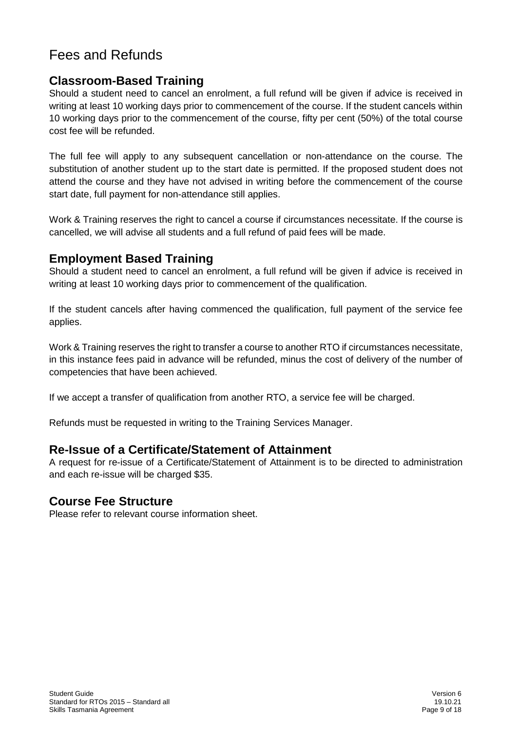# Fees and Refunds

## Classroom-Based Training

Should a student need to cancel an enrolment, a full refund will be given if advice is received in writing at least 10 working days prior to commencement of the course. If the student cancels within 10 working days prior to the commencement of the course, fifty per cent (50%) of the total course cost fee will be refunded.

The full fee will apply to any subsequent cancellation or non-attendance on the course. The substitution of another student up to the start date is permitted. If the proposed student does not attend the course and they have not advised in writing before the commencement of the course start date, full payment for non-attendance still applies.

Work & Training reserves the right to cancel a course if circumstances necessitate. If the course is cancelled, we will advise all students and a full refund of paid fees will be made.

## Employment Based Training

Should a student need to cancel an enrolment, a full refund will be given if advice is received in writing at least 10 working days prior to commencement of the qualification.

If the student cancels after having commenced the qualification, full payment of the service fee applies.

Work & Training reserves the right to transfer a course to another RTO if circumstances necessitate, in this instance fees paid in advance will be refunded, minus the cost of delivery of the number of competencies that have been achieved.

If we accept a transfer of qualification from another RTO, a service fee will be charged.

Refunds must be requested in writing to the Training Services Manager.

## Re-Issue of a Certificate/Statement of Attainment

A request for re-issue of a Certificate/Statement of Attainment is to be directed to administration and each re-issue will be charged $35.

## Course Fee Structure

Please refer to relevant course information sheet.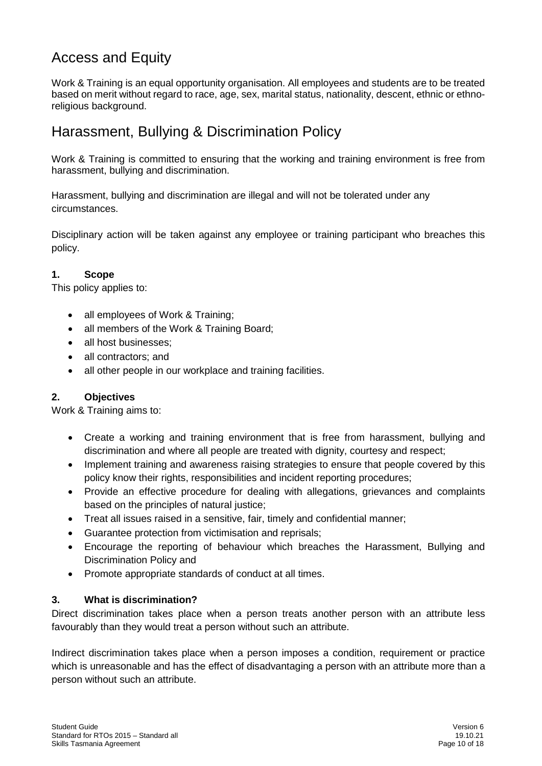# Access and Equity

Work & Training is an equal opportunity organisation. All employees and students are to be treated based on merit without regard to race, age, sex, marital status, nationality, descent, ethnic or ethno-religious background.

# Harassment, Bullying & Discrimination Policy

Work & Training is committed to ensuring that the working and training environment is free from harassment, bullying and discrimination.

Harassment, bullying and discrimination are illegal and will not be tolerated under any circumstances.

Disciplinary action will be taken against any employee or training participant who breaches this policy.

### 1. Scope

This policy applies to:

- all employees of Work & Training;
- all members of the Work & Training Board;
- all host businesses;
- all contractors; and
- all other people in our workplace and training facilities.

### 2. Objectives

Work & Training aims to:

- Create a working and training environment that is free from harassment, bullying and discrimination and where all people are treated with dignity, courtesy and respect;
- Implement training and awareness raising strategies to ensure that people covered by this policy know their rights, responsibilities and incident reporting procedures;
- Provide an effective procedure for dealing with allegations, grievances and complaints based on the principles of natural justice;
- Treat all issues raised in a sensitive, fair, timely and confidential manner;
- Guarantee protection from victimisation and reprisals;
- Encourage the reporting of behaviour which breaches the Harassment, Bullying and Discrimination Policy and
- Promote appropriate standards of conduct at all times.

### 3. What is discrimination?

Direct discrimination takes place when a person treats another person with an attribute less favourably than they would treat a person without such an attribute.

Indirect discrimination takes place when a person imposes a condition, requirement or practice which is unreasonable and has the effect of disadvantaging a person with an attribute more than a person without such an attribute.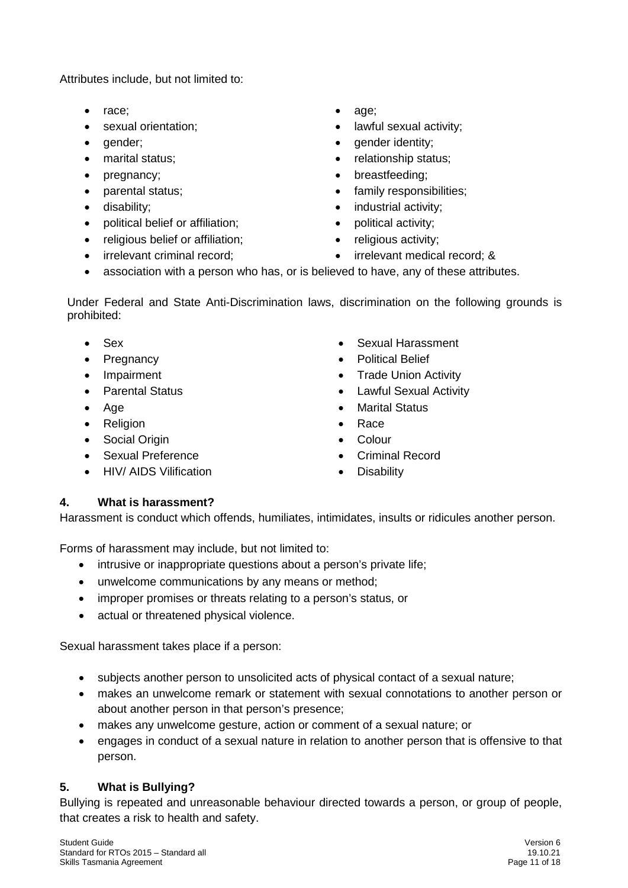Attributes include, but not limited to:

- race;
- sexual orientation;
- gender;
- marital status;
- pregnancy;
- parental status;
- disability;
- political belief or affiliation;
- religious belief or affiliation;
- irrelevant criminal record;
- age;
- lawful sexual activity;
- gender identity;
- relationship status;
- breastfeeding;
- family responsibilities;
- industrial activity;
- political activity;
- religious activity;
- irrelevant medical record; &
- association with a person who has, or is believed to have, any of these attributes.

Under Federal and State Anti-Discrimination laws, discrimination on the following grounds is prohibited:

- Sex
- Pregnancy
- Impairment
- Parental Status
- Age
- Religion
- Social Origin
- Sexual Preference
- HIV/ AIDS Vilification
- Sexual Harassment
- Political Belief
- Trade Union Activity
- Lawful Sexual Activity
- Marital Status
- Race
- Colour
- Criminal Record
- Disability

## 4. What is harassment?

Harassment is conduct which offends, humiliates, intimidates, insults or ridicules another person.

Forms of harassment may include, but not limited to:

- intrusive or inappropriate questions about a person's private life;
- unwelcome communications by any means or method;
- improper promises or threats relating to a person's status, or
- actual or threatened physical violence.

Sexual harassment takes place if a person:

- subjects another person to unsolicited acts of physical contact of a sexual nature;
- makes an unwelcome remark or statement with sexual connotations to another person or about another person in that person's presence;
- makes any unwelcome gesture, action or comment of a sexual nature; or
- engages in conduct of a sexual nature in relation to another person that is offensive to that person.

## 5. What is Bullying?

Bullying is repeated and unreasonable behaviour directed towards a person, or group of people, that creates a risk to health and safety.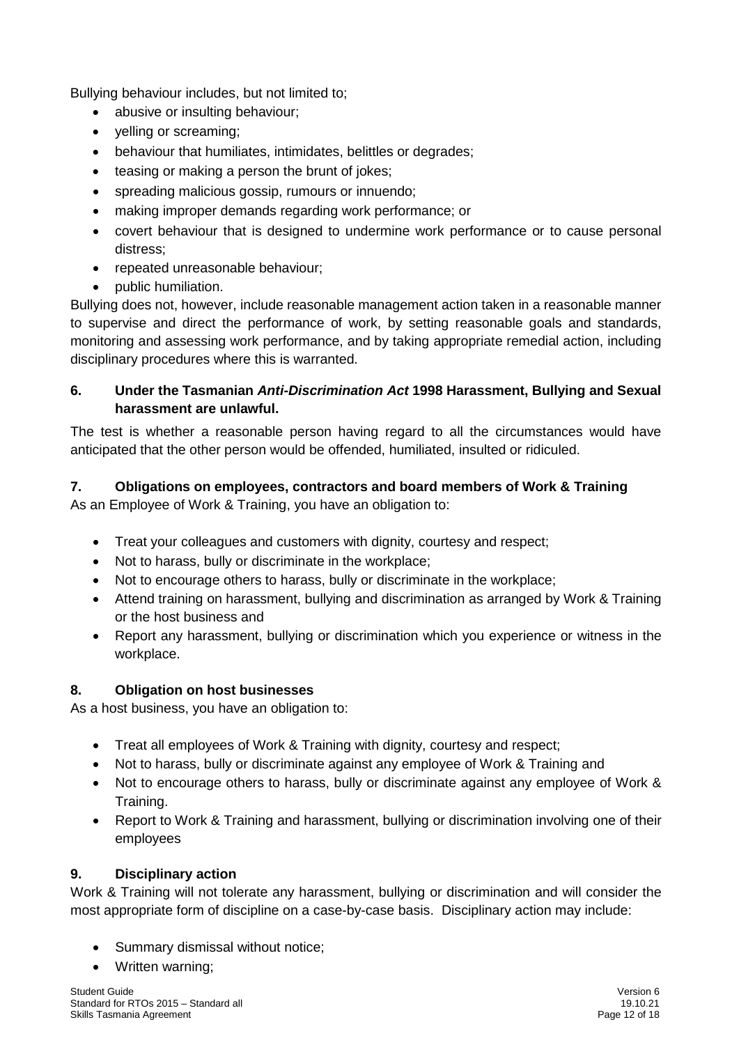Bullying behaviour includes, but not limited to;

- abusive or insulting behaviour;
- yelling or screaming;
- behaviour that humiliates, intimidates, belittles or degrades;
- teasing or making a person the brunt of jokes;
- spreading malicious gossip, rumours or innuendo;
- making improper demands regarding work performance; or
- covert behaviour that is designed to undermine work performance or to cause personal distress;
- repeated unreasonable behaviour;
- public humiliation.

Bullying does not, however, include reasonable management action taken in a reasonable manner to supervise and direct the performance of work, by setting reasonable goals and standards, monitoring and assessing work performance, and by taking appropriate remedial action, including disciplinary procedures where this is warranted.

## 6. Under the Tasmanian *Anti-Discrimination Act* 1998 Harassment, Bullying and Sexual harassment are unlawful.

The test is whether a reasonable person having regard to all the circumstances would have anticipated that the other person would be offended, humiliated, insulted or ridiculed.

## 7. Obligations on employees, contractors and board members of Work & Training

As an Employee of Work & Training, you have an obligation to:

- Treat your colleagues and customers with dignity, courtesy and respect;
- Not to harass, bully or discriminate in the workplace;
- Not to encourage others to harass, bully or discriminate in the workplace;
- Attend training on harassment, bullying and discrimination as arranged by Work & Training or the host business and
- Report any harassment, bullying or discrimination which you experience or witness in the workplace.

## 8. Obligation on host businesses

As a host business, you have an obligation to:

- Treat all employees of Work & Training with dignity, courtesy and respect;
- Not to harass, bully or discriminate against any employee of Work & Training and
- Not to encourage others to harass, bully or discriminate against any employee of Work & Training.
- Report to Work & Training and harassment, bullying or discrimination involving one of their employees

## 9. Disciplinary action

Work & Training will not tolerate any harassment, bullying or discrimination and will consider the most appropriate form of discipline on a case-by-case basis. Disciplinary action may include:

- Summary dismissal without notice;
- Written warning;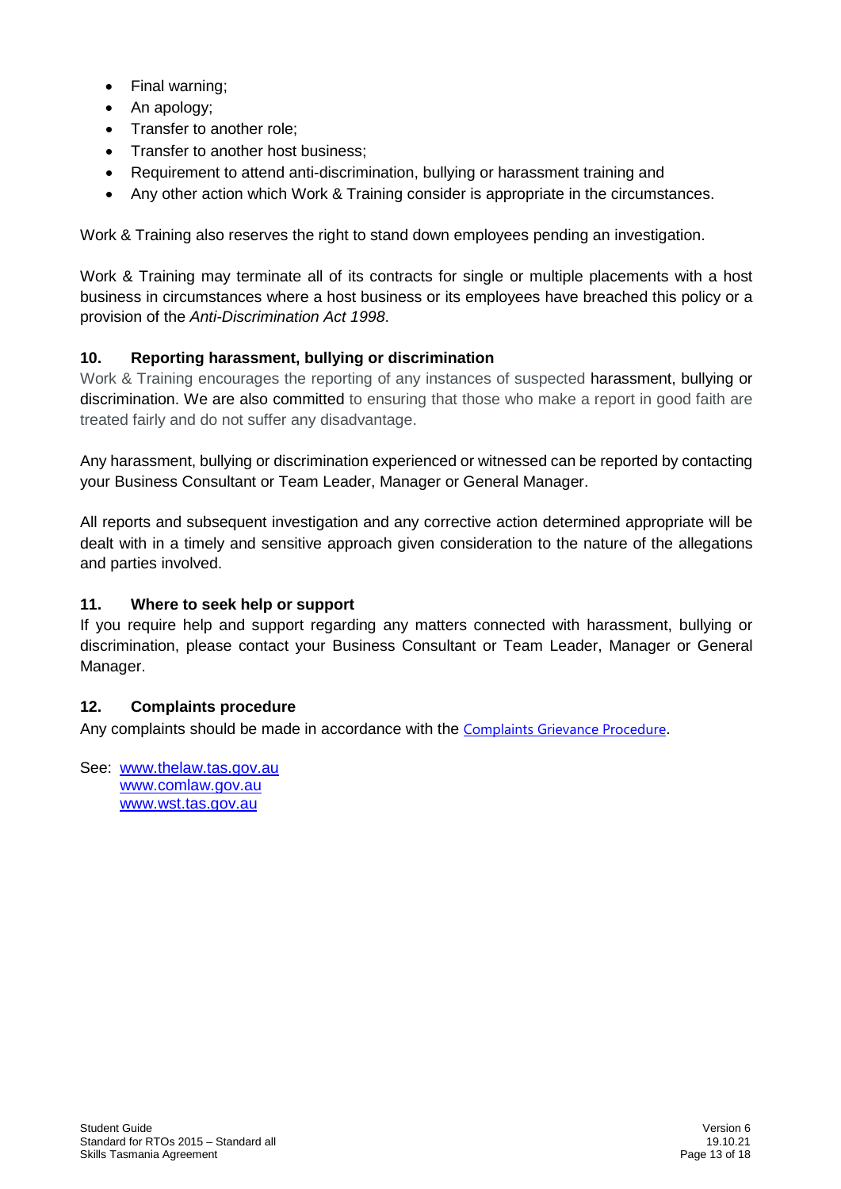- Final warning;
- An apology;
- Transfer to another role;
- Transfer to another host business;
- Requirement to attend anti-discrimination, bullying or harassment training and
- Any other action which Work & Training consider is appropriate in the circumstances.

Work & Training also reserves the right to stand down employees pending an investigation.

Work & Training may terminate all of its contracts for single or multiple placements with a host business in circumstances where a host business or its employees have breached this policy or a provision of the *Anti-Discrimination Act 1998*.

### 10. Reporting harassment, bullying or discrimination

Work & Training encourages the reporting of any instances of suspected harassment, bullying or discrimination. We are also committed to ensuring that those who make a report in good faith are treated fairly and do not suffer any disadvantage.

Any harassment, bullying or discrimination experienced or witnessed can be reported by contacting your Business Consultant or Team Leader, Manager or General Manager.

All reports and subsequent investigation and any corrective action determined appropriate will be dealt with in a timely and sensitive approach given consideration to the nature of the allegations and parties involved.

### 11. Where to seek help or support

If you require help and support regarding any matters connected with harassment, bullying or discrimination, please contact your Business Consultant or Team Leader, Manager or General Manager.

### 12. Complaints procedure

Any complaints should be made in accordance with the Complaints Grievance Procedure.

See: www.thelaw.tas.gov.au
www.comlaw.gov.au
www.wst.tas.gov.au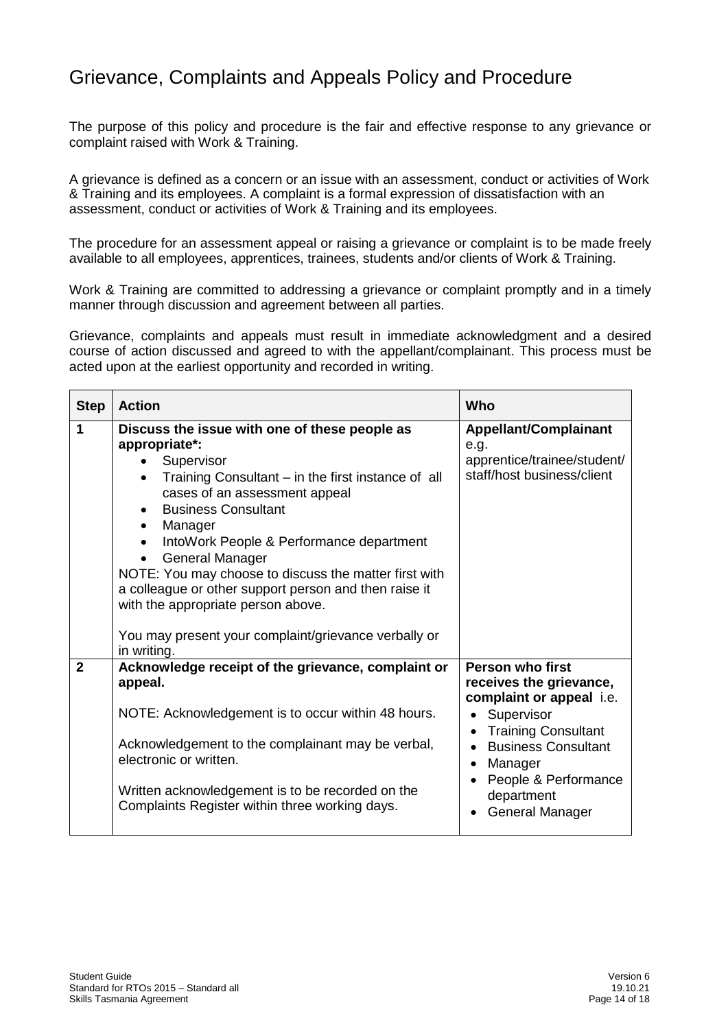# Grievance, Complaints and Appeals Policy and Procedure

The purpose of this policy and procedure is the fair and effective response to any grievance or complaint raised with Work & Training.

A grievance is defined as a concern or an issue with an assessment, conduct or activities of Work & Training and its employees. A complaint is a formal expression of dissatisfaction with an assessment, conduct or activities of Work & Training and its employees.

The procedure for an assessment appeal or raising a grievance or complaint is to be made freely available to all employees, apprentices, trainees, students and/or clients of Work & Training.

Work & Training are committed to addressing a grievance or complaint promptly and in a timely manner through discussion and agreement between all parties.

Grievance, complaints and appeals must result in immediate acknowledgment and a desired course of action discussed and agreed to with the appellant/complainant. This process must be acted upon at the earliest opportunity and recorded in writing.

| Step | Action | Who |
|---|---|---|
| 1 | **Discuss the issue with one of these people as appropriate*:**<br>• Supervisor<br>• Training Consultant – in the first instance of all cases of an assessment appeal<br>• Business Consultant<br>• Manager<br>• IntoWork People & Performance department<br>• General Manager<br>NOTE: You may choose to discuss the matter first with a colleague or other support person and then raise it with the appropriate person above.<br><br>You may present your complaint/grievance verbally or in writing. | **Appellant/Complainant**<br>e.g.<br>apprentice/trainee/student/ staff/host business/client |
| 2 | **Acknowledge receipt of the grievance, complaint or appeal.**<br><br>NOTE: Acknowledgement is to occur within 48 hours.<br><br>Acknowledgement to the complainant may be verbal, electronic or written.<br><br>Written acknowledgement is to be recorded on the Complaints Register within three working days. | **Person who first receives the grievance, complaint or appeal** i.e.<br>• Supervisor<br>• Training Consultant<br>• Business Consultant<br>• Manager<br>• People & Performance department<br>• General Manager |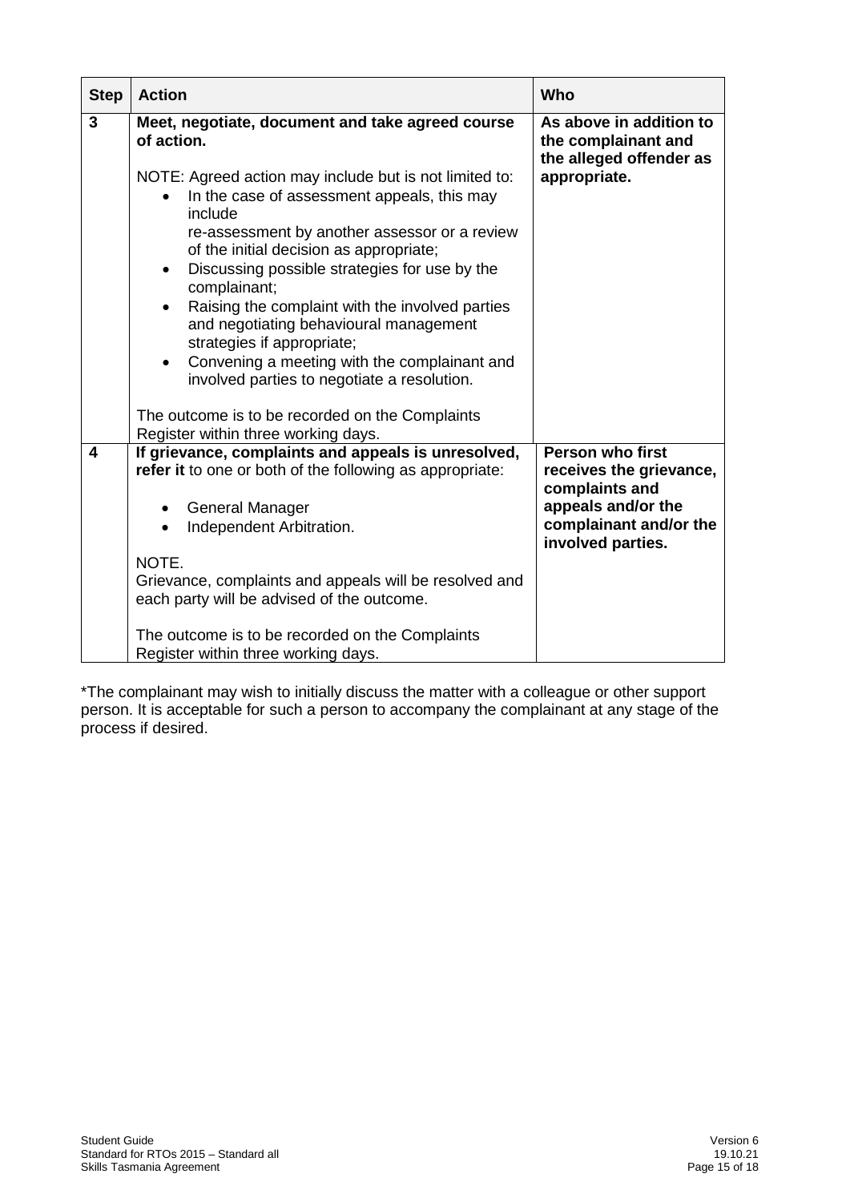| Step | Action | Who |
|---|---|---|
| 3 | **Meet, negotiate, document and take agreed course of action.**<br><br>NOTE: Agreed action may include but is not limited to:<br>• In the case of assessment appeals, this may include re-assessment by another assessor or a review of the initial decision as appropriate;<br>• Discussing possible strategies for use by the complainant;<br>• Raising the complaint with the involved parties and negotiating behavioural management strategies if appropriate;<br>• Convening a meeting with the complainant and involved parties to negotiate a resolution.<br><br>The outcome is to be recorded on the Complaints Register within three working days. | **As above in addition to the complainant and the alleged offender as appropriate.** |
| 4 | **If grievance, complaints and appeals is unresolved, refer it** to one or both of the following as appropriate:<br><br>• General Manager<br>• Independent Arbitration.<br><br>NOTE.<br>Grievance, complaints and appeals will be resolved and each party will be advised of the outcome.<br><br>The outcome is to be recorded on the Complaints Register within three working days. | **Person who first receives the grievance, complaints and appeals and/or the complainant and/or the involved parties.** |

*The complainant may wish to initially discuss the matter with a colleague or other support person. It is acceptable for such a person to accompany the complainant at any stage of the process if desired.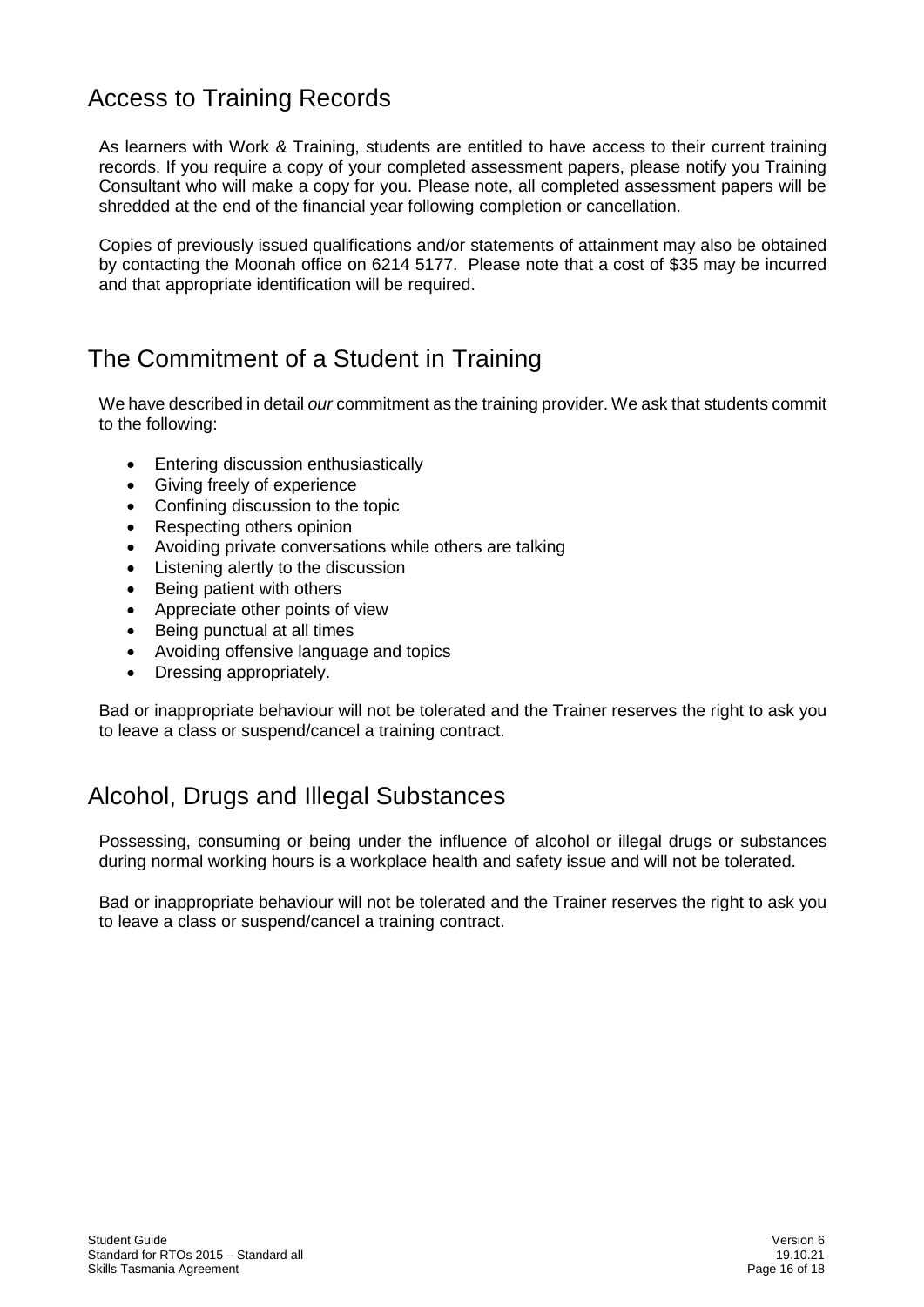## Access to Training Records

As learners with Work & Training, students are entitled to have access to their current training records. If you require a copy of your completed assessment papers, please notify you Training Consultant who will make a copy for you. Please note, all completed assessment papers will be shredded at the end of the financial year following completion or cancellation.

Copies of previously issued qualifications and/or statements of attainment may also be obtained by contacting the Moonah office on 6214 5177. Please note that a cost of $35 may be incurred and that appropriate identification will be required.

## The Commitment of a Student in Training

We have described in detail *our* commitment as the training provider. We ask that students commit to the following:

- Entering discussion enthusiastically
- Giving freely of experience
- Confining discussion to the topic
- Respecting others opinion
- Avoiding private conversations while others are talking
- Listening alertly to the discussion
- Being patient with others
- Appreciate other points of view
- Being punctual at all times
- Avoiding offensive language and topics
- Dressing appropriately.

Bad or inappropriate behaviour will not be tolerated and the Trainer reserves the right to ask you to leave a class or suspend/cancel a training contract.

## Alcohol, Drugs and Illegal Substances

Possessing, consuming or being under the influence of alcohol or illegal drugs or substances during normal working hours is a workplace health and safety issue and will not be tolerated.

Bad or inappropriate behaviour will not be tolerated and the Trainer reserves the right to ask you to leave a class or suspend/cancel a training contract.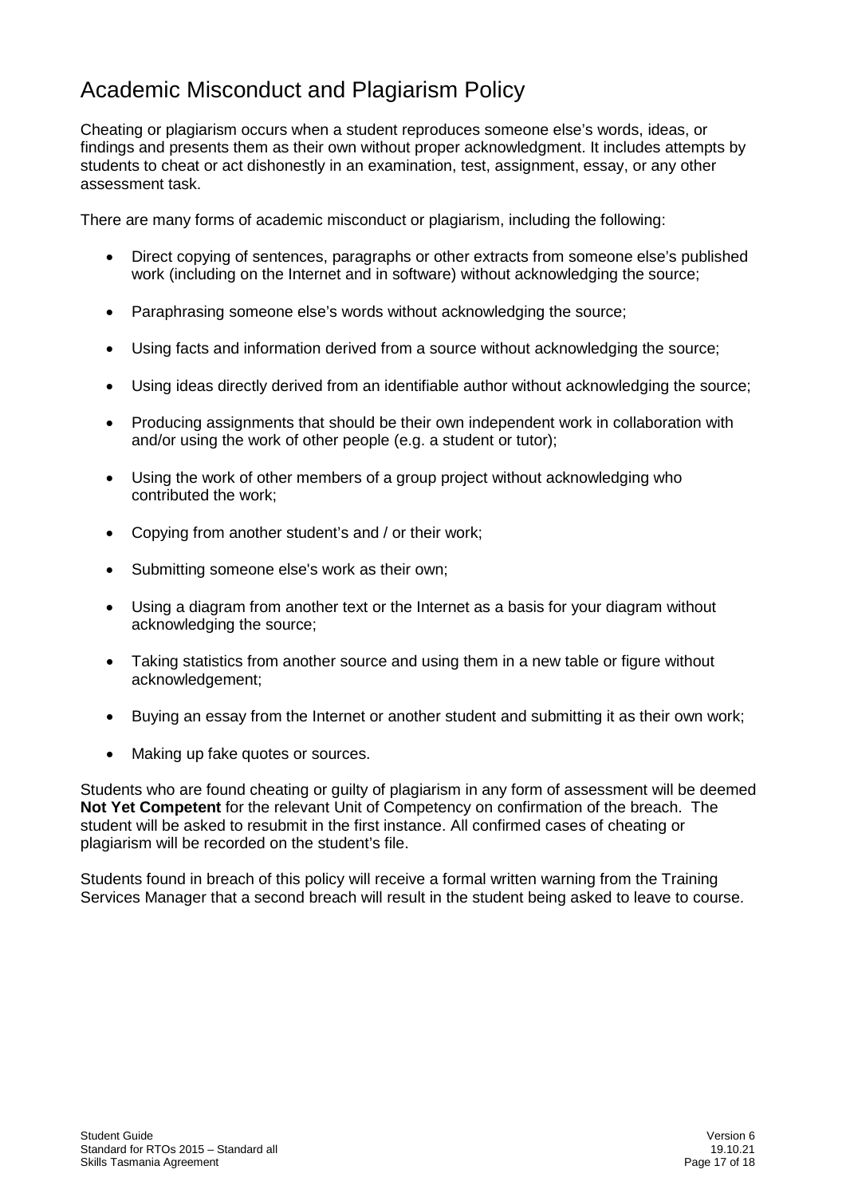# Academic Misconduct and Plagiarism Policy

Cheating or plagiarism occurs when a student reproduces someone else's words, ideas, or findings and presents them as their own without proper acknowledgment. It includes attempts by students to cheat or act dishonestly in an examination, test, assignment, essay, or any other assessment task.

There are many forms of academic misconduct or plagiarism, including the following:

- Direct copying of sentences, paragraphs or other extracts from someone else's published work (including on the Internet and in software) without acknowledging the source;
- Paraphrasing someone else's words without acknowledging the source;
- Using facts and information derived from a source without acknowledging the source;
- Using ideas directly derived from an identifiable author without acknowledging the source;
- Producing assignments that should be their own independent work in collaboration with and/or using the work of other people (e.g. a student or tutor);
- Using the work of other members of a group project without acknowledging who contributed the work;
- Copying from another student's and / or their work;
- Submitting someone else's work as their own;
- Using a diagram from another text or the Internet as a basis for your diagram without acknowledging the source;
- Taking statistics from another source and using them in a new table or figure without acknowledgement;
- Buying an essay from the Internet or another student and submitting it as their own work;
- Making up fake quotes or sources.

Students who are found cheating or guilty of plagiarism in any form of assessment will be deemed **Not Yet Competent** for the relevant Unit of Competency on confirmation of the breach. The student will be asked to resubmit in the first instance. All confirmed cases of cheating or plagiarism will be recorded on the student's file.

Students found in breach of this policy will receive a formal written warning from the Training Services Manager that a second breach will result in the student being asked to leave to course.